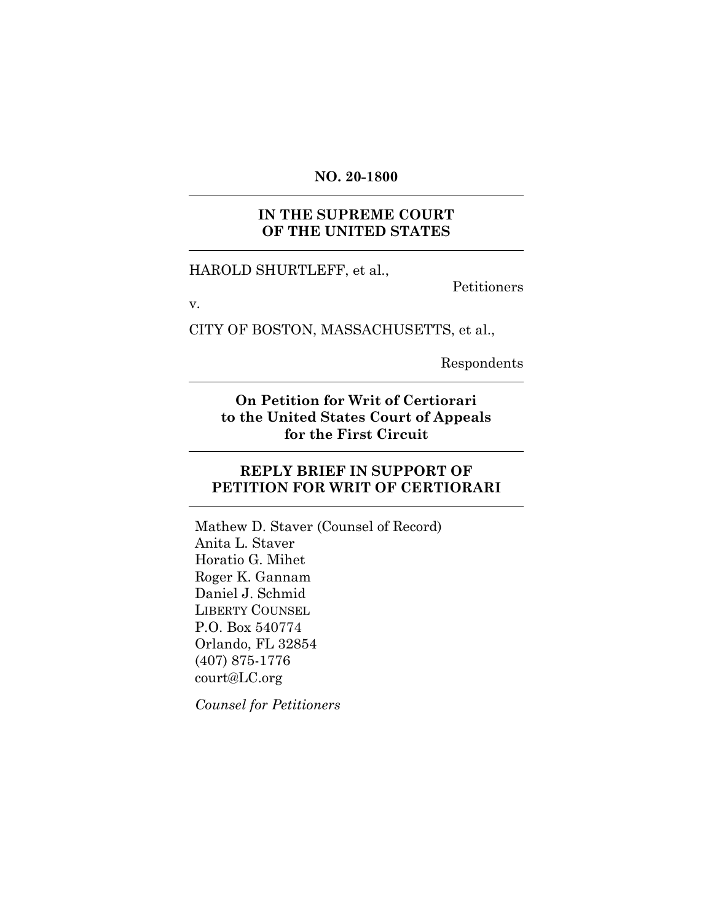**NO. 20-1800**

---

**IN THE SUPREME COURT OF THE UNITED STATES**

---

HAROLD SHURTLEFF, et al.,

Petitioners

v.

CITY OF BOSTON, MASSACHUSETTS, et al.,

Respondents

---

**On Petition for Writ of Certiorari to the United States Court of Appeals for the First Circuit**

---

**REPLY BRIEF IN SUPPORT OF PETITION FOR WRIT OF CERTIORARI**

---

Mathew D. Staver (Counsel of Record)
Anita L. Staver
Horatio G. Mihet
Roger K. Gannam
Daniel J. Schmid
LIBERTY COUNSEL
P.O. Box 540774
Orlando, FL 32854
(407) 875-1776
court@LC.org

*Counsel for Petitioners*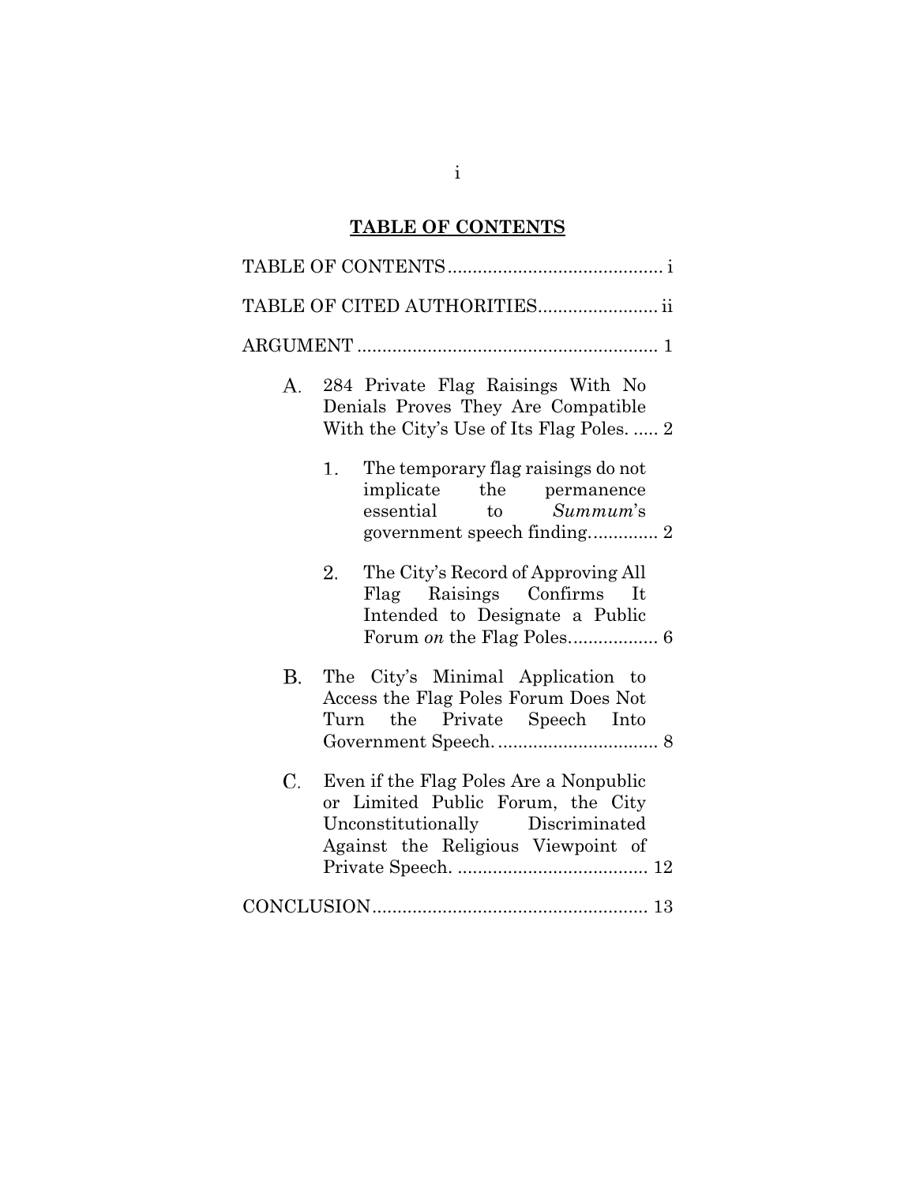## TABLE OF CONTENTS

TABLE OF CONTENTS ............................................ i

TABLE OF CITED AUTHORITIES ........................ ii

ARGUMENT ............................................................ 1

A. 284 Private Flag Raisings With No Denials Proves They Are Compatible With the City's Use of Its Flag Poles. ..... 2

1. The temporary flag raisings do not implicate the permanence essential to *Summum*'s government speech finding............. 2

2. The City's Record of Approving All Flag Raisings Confirms It Intended to Designate a Public Forum *on* the Flag Poles................. 6

B. The City's Minimal Application to Access the Flag Poles Forum Does Not Turn the Private Speech Into Government Speech. ................................ 8

C. Even if the Flag Poles Are a Nonpublic or Limited Public Forum, the City Unconstitutionally Discriminated Against the Religious Viewpoint of Private Speech. ...................................... 12

CONCLUSION....................................................... 13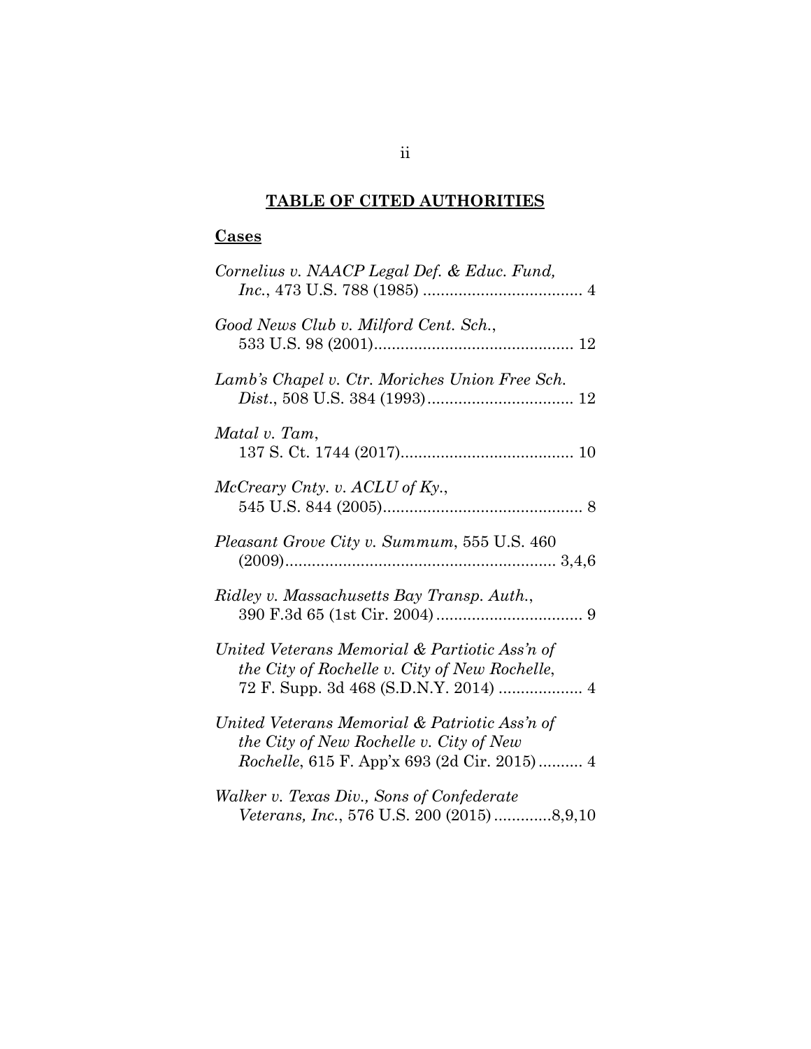# TABLE OF CITED AUTHORITIES

## Cases

*Cornelius v. NAACP Legal Def. & Educ. Fund, Inc.*, 473 U.S. 788 (1985) .................................... 4

*Good News Club v. Milford Cent. Sch.*, 533 U.S. 98 (2001)............................................. 12

*Lamb's Chapel v. Ctr. Moriches Union Free Sch. Dist.*, 508 U.S. 384 (1993)................................. 12

*Matal v. Tam*, 137 S. Ct. 1744 (2017)....................................... 10

*McCreary Cnty. v. ACLU of Ky.*, 545 U.S. 844 (2005)............................................. 8

*Pleasant Grove City v. Summum*, 555 U.S. 460 (2009)............................................................ 3,4,6

*Ridley v. Massachusetts Bay Transp. Auth.*, 390 F.3d 65 (1st Cir. 2004) ................................. 9

*United Veterans Memorial & Partiotic Ass'n of the City of Rochelle v. City of New Rochelle*, 72 F. Supp. 3d 468 (S.D.N.Y. 2014) ................... 4

*United Veterans Memorial & Patriotic Ass'n of the City of New Rochelle v. City of New Rochelle*, 615 F. App'x 693 (2d Cir. 2015).......... 4

*Walker v. Texas Div., Sons of Confederate Veterans, Inc.*, 576 U.S. 200 (2015) .............8,9,10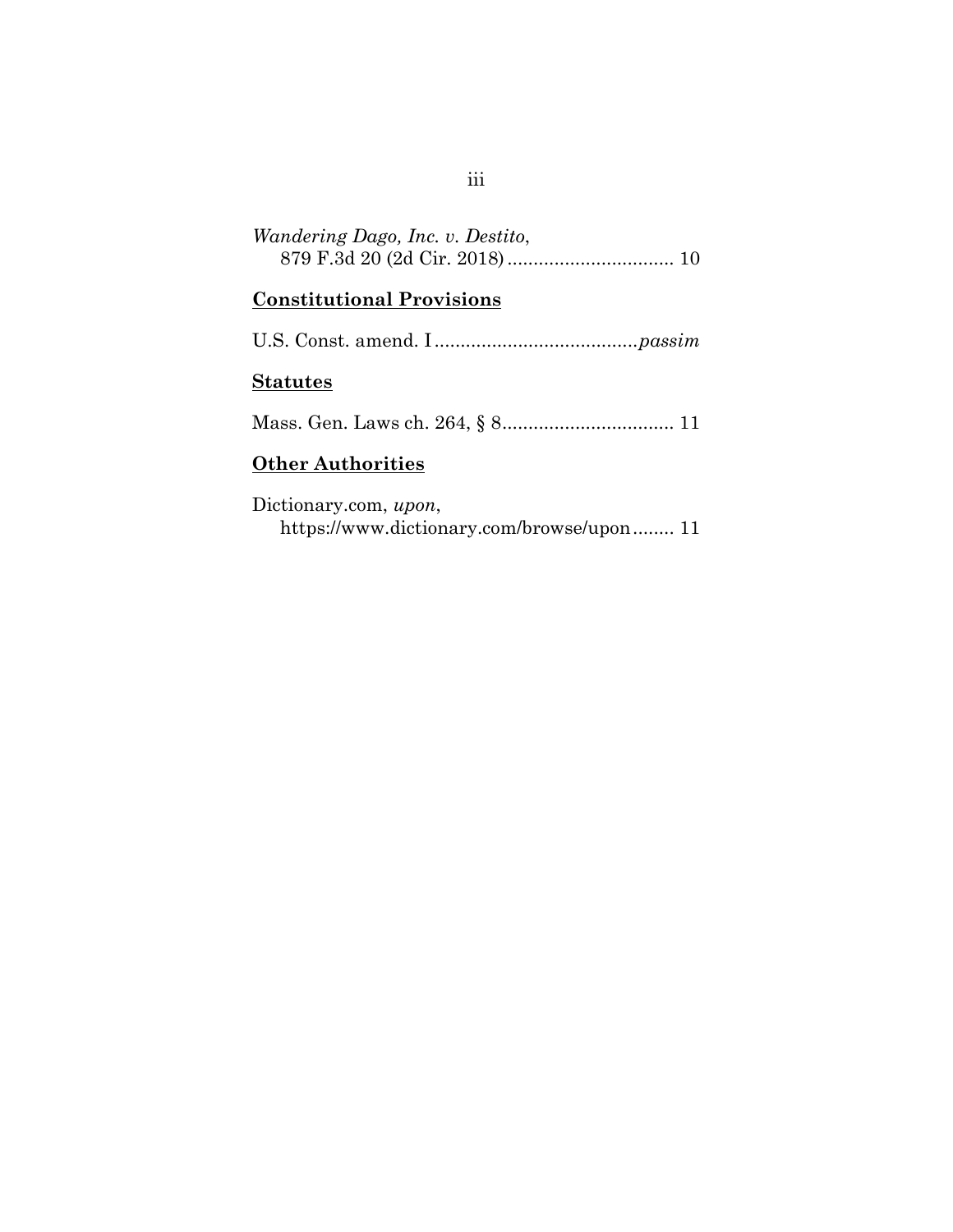*Wandering Dago, Inc. v. Destito*,
879 F.3d 20 (2d Cir. 2018) ................................ 10

**<u>Constitutional Provisions</u>**

U.S. Const. amend. I .......................................*passim*

**<u>Statutes</u>**

Mass. Gen. Laws ch. 264, § 8................................. 11

**<u>Other Authorities</u>**

Dictionary.com, *upon*,
https://www.dictionary.com/browse/upon........ 11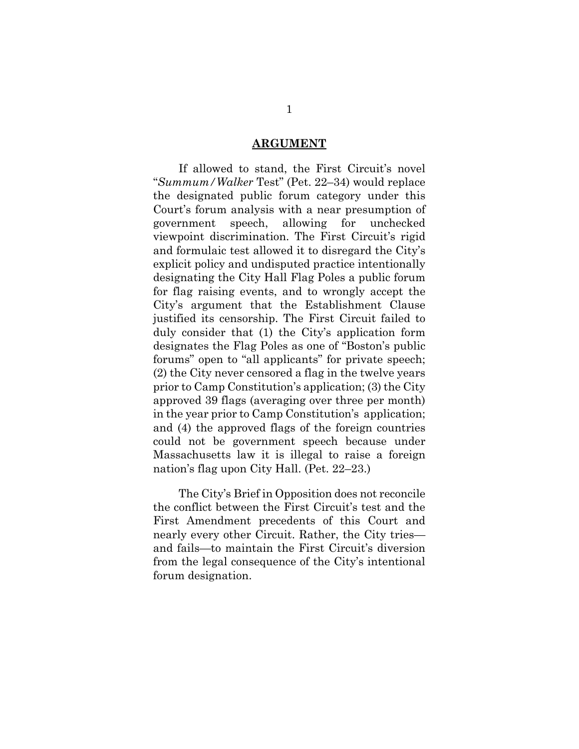## ARGUMENT

If allowed to stand, the First Circuit's novel "*Summum/Walker* Test" (Pet. 22–34) would replace the designated public forum category under this Court's forum analysis with a near presumption of government speech, allowing for unchecked viewpoint discrimination. The First Circuit's rigid and formulaic test allowed it to disregard the City's explicit policy and undisputed practice intentionally designating the City Hall Flag Poles a public forum for flag raising events, and to wrongly accept the City's argument that the Establishment Clause justified its censorship. The First Circuit failed to duly consider that (1) the City's application form designates the Flag Poles as one of "Boston's public forums" open to "all applicants" for private speech; (2) the City never censored a flag in the twelve years prior to Camp Constitution's application; (3) the City approved 39 flags (averaging over three per month) in the year prior to Camp Constitution's application; and (4) the approved flags of the foreign countries could not be government speech because under Massachusetts law it is illegal to raise a foreign nation's flag upon City Hall. (Pet. 22–23.)

The City's Brief in Opposition does not reconcile the conflict between the First Circuit's test and the First Amendment precedents of this Court and nearly every other Circuit. Rather, the City tries—and fails—to maintain the First Circuit's diversion from the legal consequence of the City's intentional forum designation.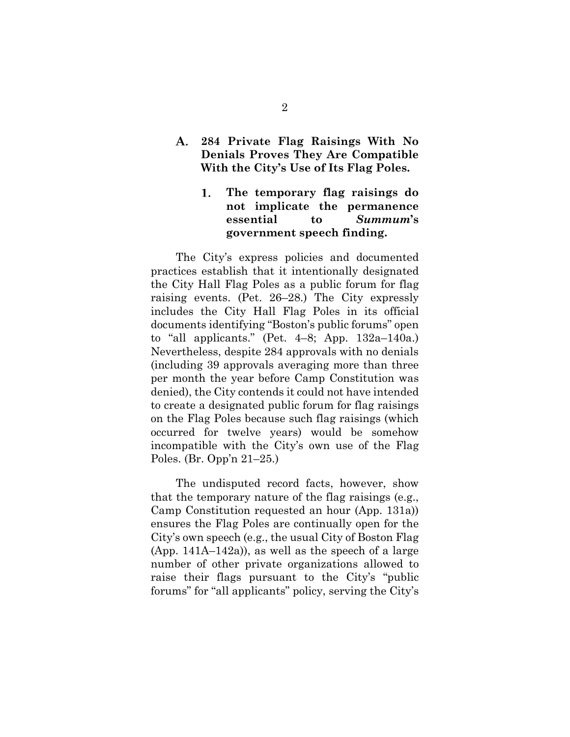### A. 284 Private Flag Raisings With No Denials Proves They Are Compatible With the City's Use of Its Flag Poles.

#### 1. The temporary flag raisings do not implicate the permanence essential to *Summum*'s government speech finding.

The City's express policies and documented practices establish that it intentionally designated the City Hall Flag Poles as a public forum for flag raising events. (Pet. 26–28.) The City expressly includes the City Hall Flag Poles in its official documents identifying "Boston's public forums" open to "all applicants." (Pet. 4–8; App. 132a–140a.) Nevertheless, despite 284 approvals with no denials (including 39 approvals averaging more than three per month the year before Camp Constitution was denied), the City contends it could not have intended to create a designated public forum for flag raisings on the Flag Poles because such flag raisings (which occurred for twelve years) would be somehow incompatible with the City's own use of the Flag Poles. (Br. Opp'n 21–25.)

The undisputed record facts, however, show that the temporary nature of the flag raisings (e.g., Camp Constitution requested an hour (App. 131a)) ensures the Flag Poles are continually open for the City's own speech (e.g., the usual City of Boston Flag (App. 141A–142a)), as well as the speech of a large number of other private organizations allowed to raise their flags pursuant to the City's "public forums" for "all applicants" policy, serving the City's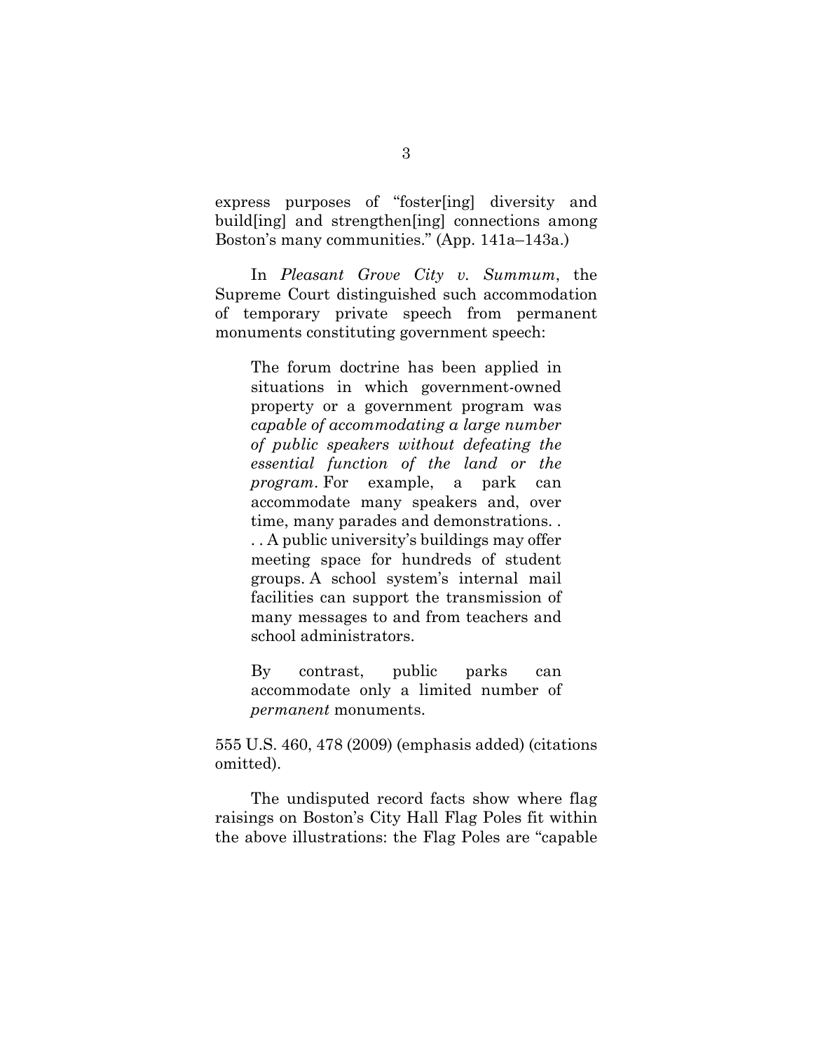express purposes of "foster[ing] diversity and build[ing] and strengthen[ing] connections among Boston's many communities." (App. 141a–143a.)

In *Pleasant Grove City v. Summum*, the Supreme Court distinguished such accommodation of temporary private speech from permanent monuments constituting government speech:

> The forum doctrine has been applied in situations in which government-owned property or a government program was *capable of accommodating a large number of public speakers without defeating the essential function of the land or the program*. For example, a park can accommodate many speakers and, over time, many parades and demonstrations. . . . A public university's buildings may offer meeting space for hundreds of student groups. A school system's internal mail facilities can support the transmission of many messages to and from teachers and school administrators.
>
> By contrast, public parks can accommodate only a limited number of *permanent* monuments.

555 U.S. 460, 478 (2009) (emphasis added) (citations omitted).

The undisputed record facts show where flag raisings on Boston's City Hall Flag Poles fit within the above illustrations: the Flag Poles are "capable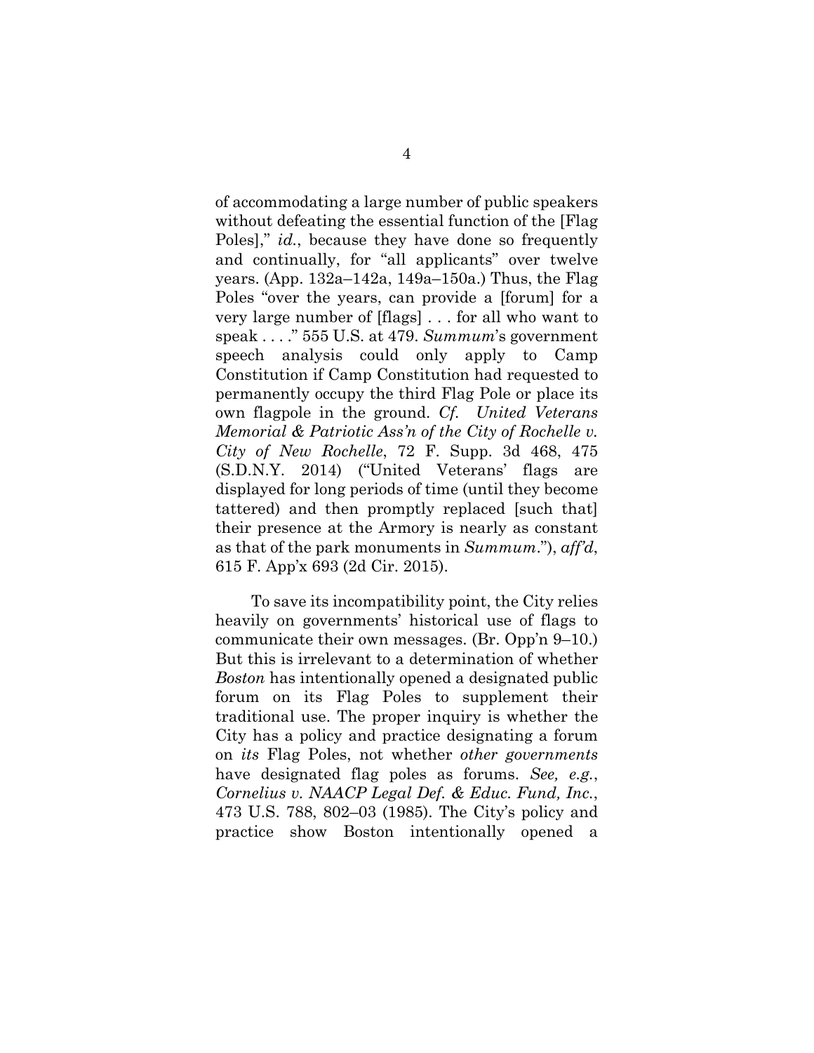of accommodating a large number of public speakers without defeating the essential function of the [Flag Poles]," *id.*, because they have done so frequently and continually, for "all applicants" over twelve years. (App. 132a–142a, 149a–150a.) Thus, the Flag Poles "over the years, can provide a [forum] for a very large number of [flags] . . . for all who want to speak . . . ." 555 U.S. at 479. *Summum*'s government speech analysis could only apply to Camp Constitution if Camp Constitution had requested to permanently occupy the third Flag Pole or place its own flagpole in the ground. *Cf. United Veterans Memorial & Patriotic Ass'n of the City of Rochelle v. City of New Rochelle*, 72 F. Supp. 3d 468, 475 (S.D.N.Y. 2014) ("United Veterans' flags are displayed for long periods of time (until they become tattered) and then promptly replaced [such that] their presence at the Armory is nearly as constant as that of the park monuments in *Summum*."), *aff'd*, 615 F. App'x 693 (2d Cir. 2015).

To save its incompatibility point, the City relies heavily on governments' historical use of flags to communicate their own messages. (Br. Opp'n 9–10.) But this is irrelevant to a determination of whether *Boston* has intentionally opened a designated public forum on its Flag Poles to supplement their traditional use. The proper inquiry is whether the City has a policy and practice designating a forum on *its* Flag Poles, not whether *other governments* have designated flag poles as forums. *See, e.g.*, *Cornelius v. NAACP Legal Def. & Educ. Fund, Inc.*, 473 U.S. 788, 802–03 (1985). The City's policy and practice show Boston intentionally opened a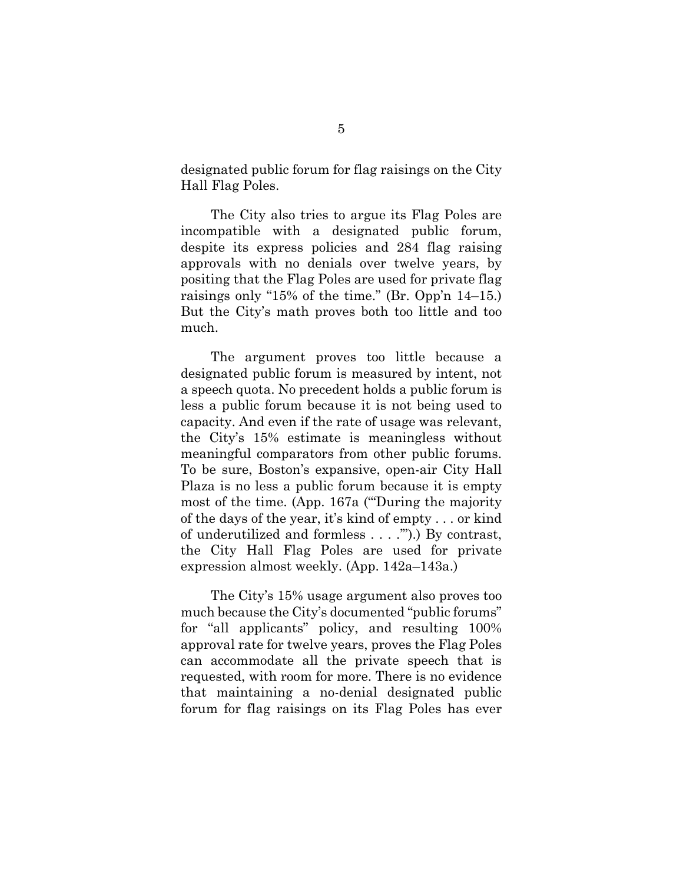designated public forum for flag raisings on the City Hall Flag Poles.

The City also tries to argue its Flag Poles are incompatible with a designated public forum, despite its express policies and 284 flag raising approvals with no denials over twelve years, by positing that the Flag Poles are used for private flag raisings only "15% of the time." (Br. Opp'n 14–15.) But the City's math proves both too little and too much.

The argument proves too little because a designated public forum is measured by intent, not a speech quota. No precedent holds a public forum is less a public forum because it is not being used to capacity. And even if the rate of usage was relevant, the City's 15% estimate is meaningless without meaningful comparators from other public forums. To be sure, Boston's expansive, open-air City Hall Plaza is no less a public forum because it is empty most of the time. (App. 167a ("'During the majority of the days of the year, it's kind of empty . . . or kind of underutilized and formless . . . .'").) By contrast, the City Hall Flag Poles are used for private expression almost weekly. (App. 142a–143a.)

The City's 15% usage argument also proves too much because the City's documented "public forums" for "all applicants" policy, and resulting 100% approval rate for twelve years, proves the Flag Poles can accommodate all the private speech that is requested, with room for more. There is no evidence that maintaining a no-denial designated public forum for flag raisings on its Flag Poles has ever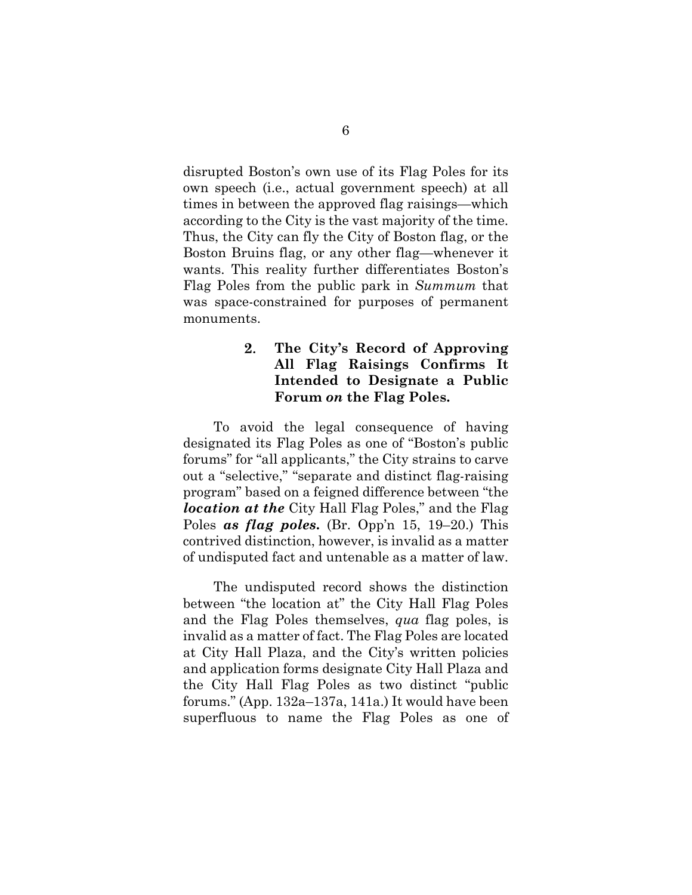disrupted Boston's own use of its Flag Poles for its own speech (i.e., actual government speech) at all times in between the approved flag raisings—which according to the City is the vast majority of the time. Thus, the City can fly the City of Boston flag, or the Boston Bruins flag, or any other flag—whenever it wants. This reality further differentiates Boston's Flag Poles from the public park in *Summum* that was space-constrained for purposes of permanent monuments.

### 2. The City's Record of Approving All Flag Raisings Confirms It Intended to Designate a Public Forum *on* the Flag Poles.

To avoid the legal consequence of having designated its Flag Poles as one of "Boston's public forums" for "all applicants," the City strains to carve out a "selective," "separate and distinct flag-raising program" based on a feigned difference between "the ***location at the*** City Hall Flag Poles," and the Flag Poles ***as flag poles.*** (Br. Opp'n 15, 19–20.) This contrived distinction, however, is invalid as a matter of undisputed fact and untenable as a matter of law.

The undisputed record shows the distinction between "the location at" the City Hall Flag Poles and the Flag Poles themselves, *qua* flag poles, is invalid as a matter of fact. The Flag Poles are located at City Hall Plaza, and the City's written policies and application forms designate City Hall Plaza and the City Hall Flag Poles as two distinct "public forums." (App. 132a–137a, 141a.) It would have been superfluous to name the Flag Poles as one of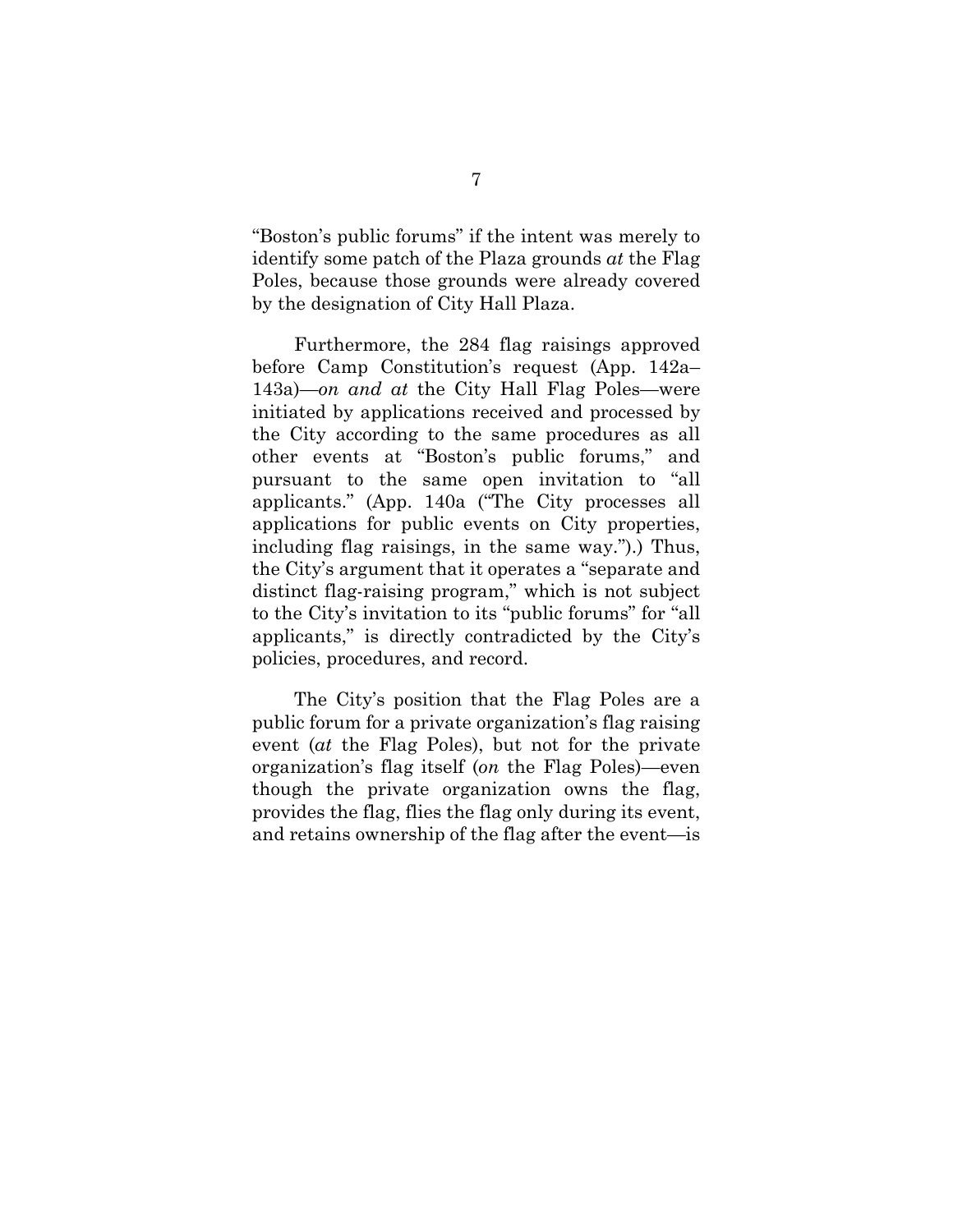"Boston's public forums" if the intent was merely to identify some patch of the Plaza grounds *at* the Flag Poles, because those grounds were already covered by the designation of City Hall Plaza.

Furthermore, the 284 flag raisings approved before Camp Constitution's request (App. 142a–143a)—*on and at* the City Hall Flag Poles—were initiated by applications received and processed by the City according to the same procedures as all other events at "Boston's public forums," and pursuant to the same open invitation to "all applicants." (App. 140a ("The City processes all applications for public events on City properties, including flag raisings, in the same way.").) Thus, the City's argument that it operates a "separate and distinct flag-raising program," which is not subject to the City's invitation to its "public forums" for "all applicants," is directly contradicted by the City's policies, procedures, and record.

The City's position that the Flag Poles are a public forum for a private organization's flag raising event (*at* the Flag Poles), but not for the private organization's flag itself (*on* the Flag Poles)—even though the private organization owns the flag, provides the flag, flies the flag only during its event, and retains ownership of the flag after the event—is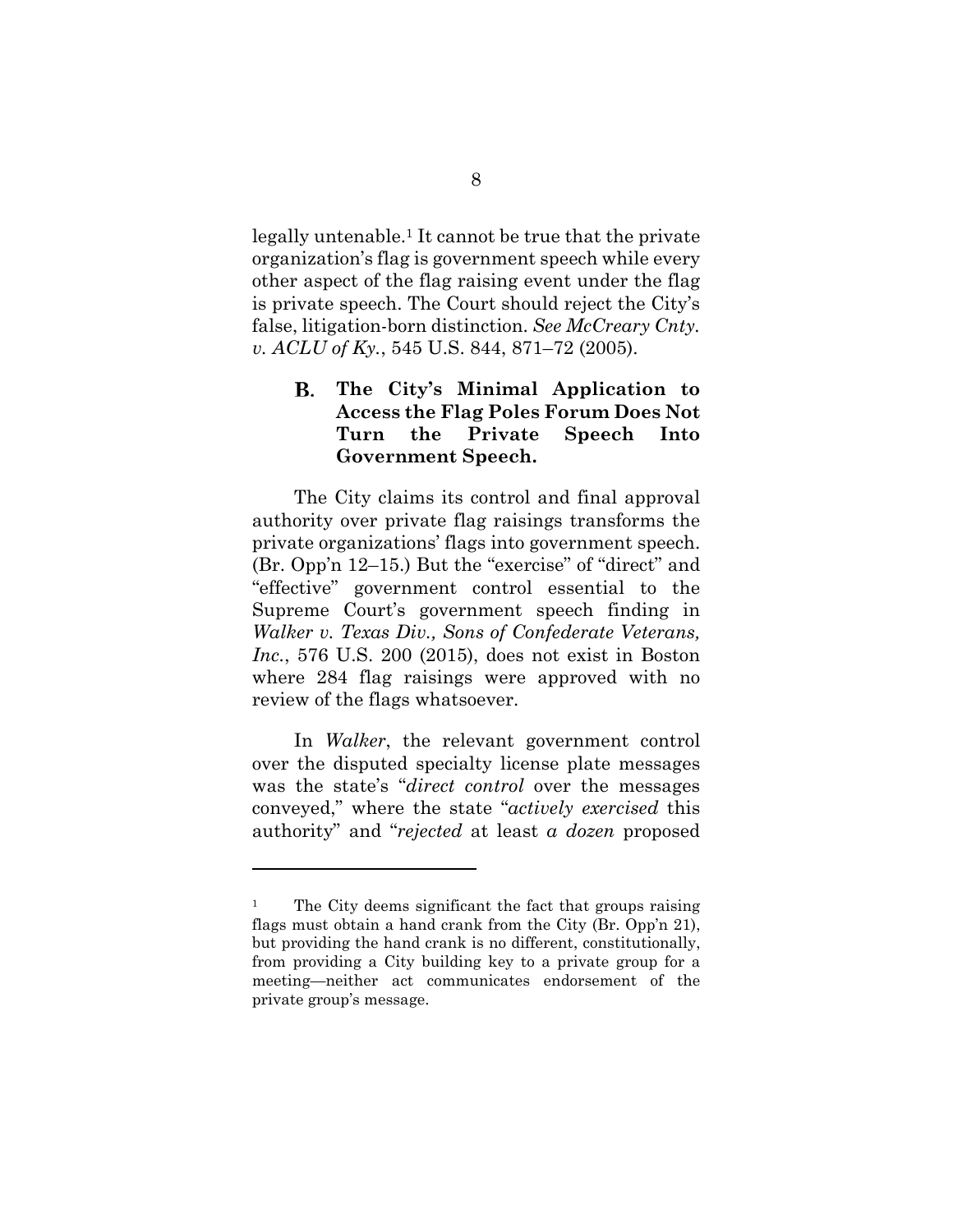legally untenable.[1] It cannot be true that the private organization's flag is government speech while every other aspect of the flag raising event under the flag is private speech. The Court should reject the City's false, litigation-born distinction. *See McCreary Cnty. v. ACLU of Ky.*, 545 U.S. 844, 871–72 (2005).

### B. The City's Minimal Application to Access the Flag Poles Forum Does Not Turn the Private Speech Into Government Speech.

The City claims its control and final approval authority over private flag raisings transforms the private organizations' flags into government speech. (Br. Opp'n 12–15.) But the "exercise" of "direct" and "effective" government control essential to the Supreme Court's government speech finding in *Walker v. Texas Div., Sons of Confederate Veterans, Inc.*, 576 U.S. 200 (2015), does not exist in Boston where 284 flag raisings were approved with no review of the flags whatsoever.

In *Walker*, the relevant government control over the disputed specialty license plate messages was the state's "*direct control* over the messages conveyed," where the state "*actively exercised* this authority" and "*rejected* at least *a dozen* proposed

---

[1] The City deems significant the fact that groups raising flags must obtain a hand crank from the City (Br. Opp'n 21), but providing the hand crank is no different, constitutionally, from providing a City building key to a private group for a meeting—neither act communicates endorsement of the private group's message.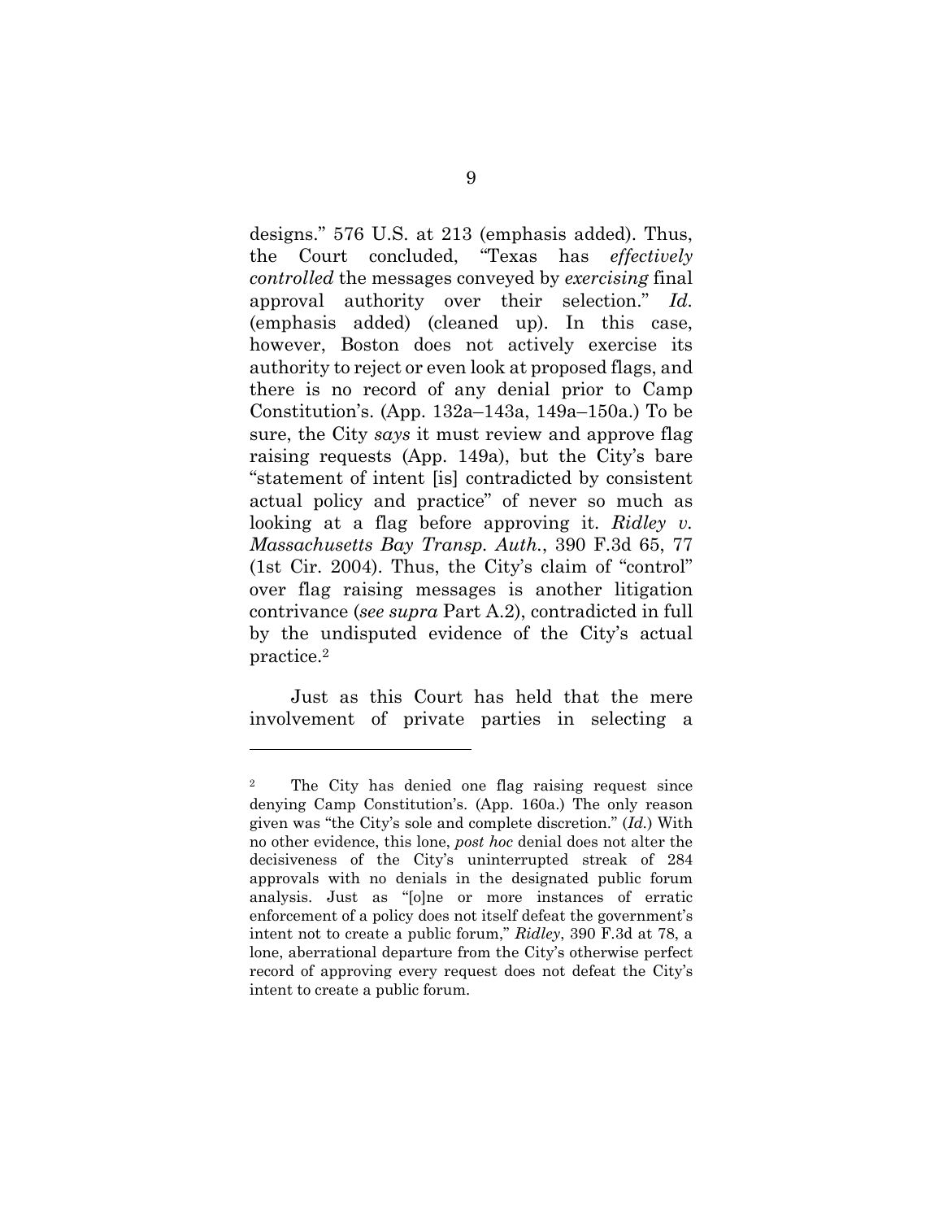designs." 576 U.S. at 213 (emphasis added). Thus, the Court concluded, "Texas has *effectively controlled* the messages conveyed by *exercising* final approval authority over their selection." *Id.* (emphasis added) (cleaned up). In this case, however, Boston does not actively exercise its authority to reject or even look at proposed flags, and there is no record of any denial prior to Camp Constitution's. (App. 132a–143a, 149a–150a.) To be sure, the City *says* it must review and approve flag raising requests (App. 149a), but the City's bare "statement of intent [is] contradicted by consistent actual policy and practice" of never so much as looking at a flag before approving it. *Ridley v. Massachusetts Bay Transp. Auth.*, 390 F.3d 65, 77 (1st Cir. 2004). Thus, the City's claim of "control" over flag raising messages is another litigation contrivance (*see supra* Part A.2), contradicted in full by the undisputed evidence of the City's actual practice.[2]

Just as this Court has held that the mere involvement of private parties in selecting a

---

[2] The City has denied one flag raising request since denying Camp Constitution's. (App. 160a.) The only reason given was "the City's sole and complete discretion." (*Id.*) With no other evidence, this lone, *post hoc* denial does not alter the decisiveness of the City's uninterrupted streak of 284 approvals with no denials in the designated public forum analysis. Just as "[o]ne or more instances of erratic enforcement of a policy does not itself defeat the government's intent not to create a public forum," *Ridley*, 390 F.3d at 78, a lone, aberrational departure from the City's otherwise perfect record of approving every request does not defeat the City's intent to create a public forum.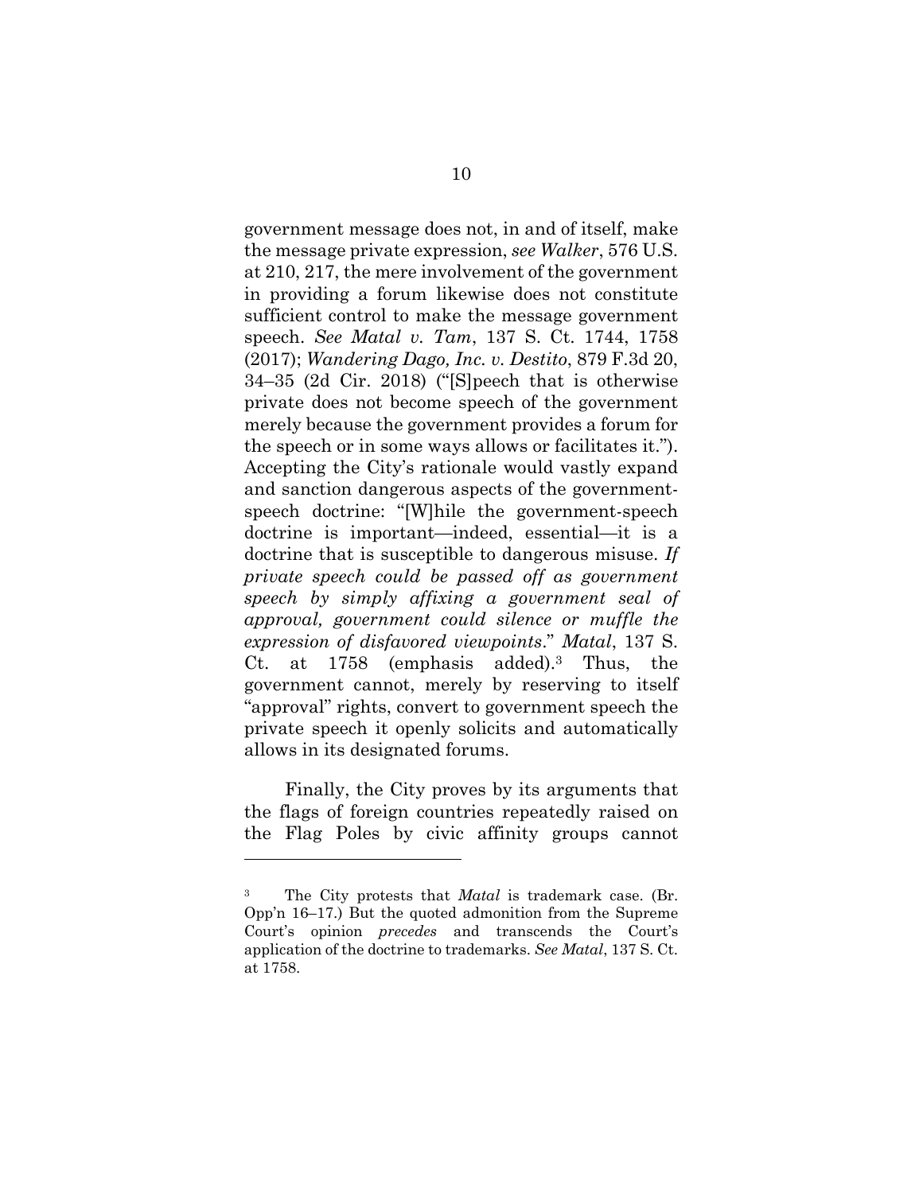government message does not, in and of itself, make the message private expression, *see Walker*, 576 U.S. at 210, 217, the mere involvement of the government in providing a forum likewise does not constitute sufficient control to make the message government speech. *See Matal v. Tam*, 137 S. Ct. 1744, 1758 (2017); *Wandering Dago, Inc. v. Destito*, 879 F.3d 20, 34–35 (2d Cir. 2018) ("[S]peech that is otherwise private does not become speech of the government merely because the government provides a forum for the speech or in some ways allows or facilitates it."). Accepting the City's rationale would vastly expand and sanction dangerous aspects of the government-speech doctrine: "[W]hile the government-speech doctrine is important—indeed, essential—it is a doctrine that is susceptible to dangerous misuse. *If private speech could be passed off as government speech by simply affixing a government seal of approval, government could silence or muffle the expression of disfavored viewpoints*." *Matal*, 137 S. Ct. at 1758 (emphasis added).[3] Thus, the government cannot, merely by reserving to itself "approval" rights, convert to government speech the private speech it openly solicits and automatically allows in its designated forums.

Finally, the City proves by its arguments that the flags of foreign countries repeatedly raised on the Flag Poles by civic affinity groups cannot

---

[3] The City protests that *Matal* is trademark case. (Br. Opp'n 16–17.) But the quoted admonition from the Supreme Court's opinion *precedes* and transcends the Court's application of the doctrine to trademarks. *See Matal*, 137 S. Ct. at 1758.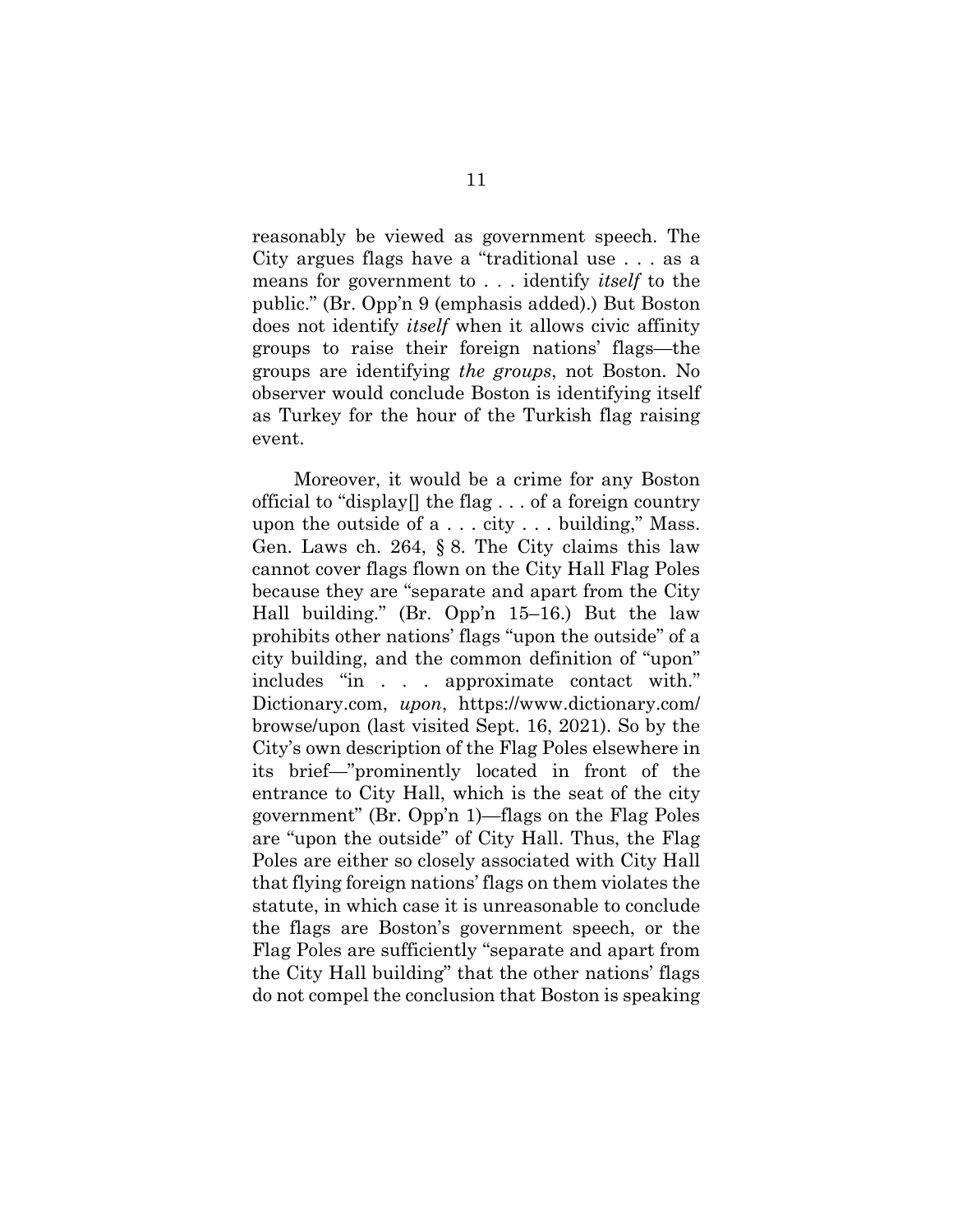reasonably be viewed as government speech. The City argues flags have a "traditional use . . . as a means for government to . . . identify *itself* to the public." (Br. Opp'n 9 (emphasis added).) But Boston does not identify *itself* when it allows civic affinity groups to raise their foreign nations' flags—the groups are identifying *the groups*, not Boston. No observer would conclude Boston is identifying itself as Turkey for the hour of the Turkish flag raising event.

Moreover, it would be a crime for any Boston official to "display[] the flag . . . of a foreign country upon the outside of a . . . city . . . building," Mass. Gen. Laws ch. 264, § 8. The City claims this law cannot cover flags flown on the City Hall Flag Poles because they are "separate and apart from the City Hall building." (Br. Opp'n 15–16.) But the law prohibits other nations' flags "upon the outside" of a city building, and the common definition of "upon" includes "in . . . approximate contact with." Dictionary.com, *upon*, https://www.dictionary.com/browse/upon (last visited Sept. 16, 2021). So by the City's own description of the Flag Poles elsewhere in its brief—"prominently located in front of the entrance to City Hall, which is the seat of the city government" (Br. Opp'n 1)—flags on the Flag Poles are "upon the outside" of City Hall. Thus, the Flag Poles are either so closely associated with City Hall that flying foreign nations' flags on them violates the statute, in which case it is unreasonable to conclude the flags are Boston's government speech, or the Flag Poles are sufficiently "separate and apart from the City Hall building" that the other nations' flags do not compel the conclusion that Boston is speaking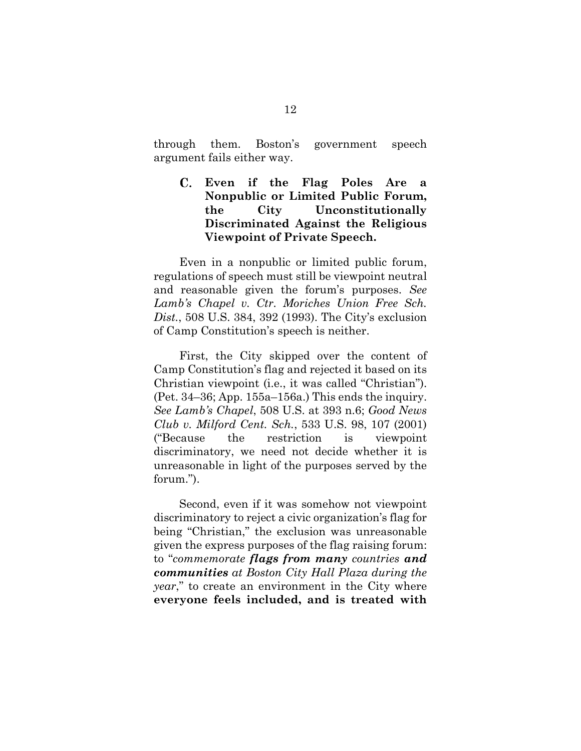through them. Boston's government speech argument fails either way.

### C. Even if the Flag Poles Are a Nonpublic or Limited Public Forum, the City Unconstitutionally Discriminated Against the Religious Viewpoint of Private Speech.

Even in a nonpublic or limited public forum, regulations of speech must still be viewpoint neutral and reasonable given the forum's purposes. *See Lamb's Chapel v. Ctr. Moriches Union Free Sch. Dist.*, 508 U.S. 384, 392 (1993). The City's exclusion of Camp Constitution's speech is neither.

First, the City skipped over the content of Camp Constitution's flag and rejected it based on its Christian viewpoint (i.e., it was called "Christian"). (Pet. 34–36; App. 155a–156a.) This ends the inquiry. *See Lamb's Chapel*, 508 U.S. at 393 n.6; *Good News Club v. Milford Cent. Sch.*, 533 U.S. 98, 107 (2001) ("Because the restriction is viewpoint discriminatory, we need not decide whether it is unreasonable in light of the purposes served by the forum.").

Second, even if it was somehow not viewpoint discriminatory to reject a civic organization's flag for being "Christian," the exclusion was unreasonable given the express purposes of the flag raising forum: to "*commemorate **flags from many** countries **and communities** at Boston City Hall Plaza during the year*," to create an environment in the City where **everyone feels included, and is treated with**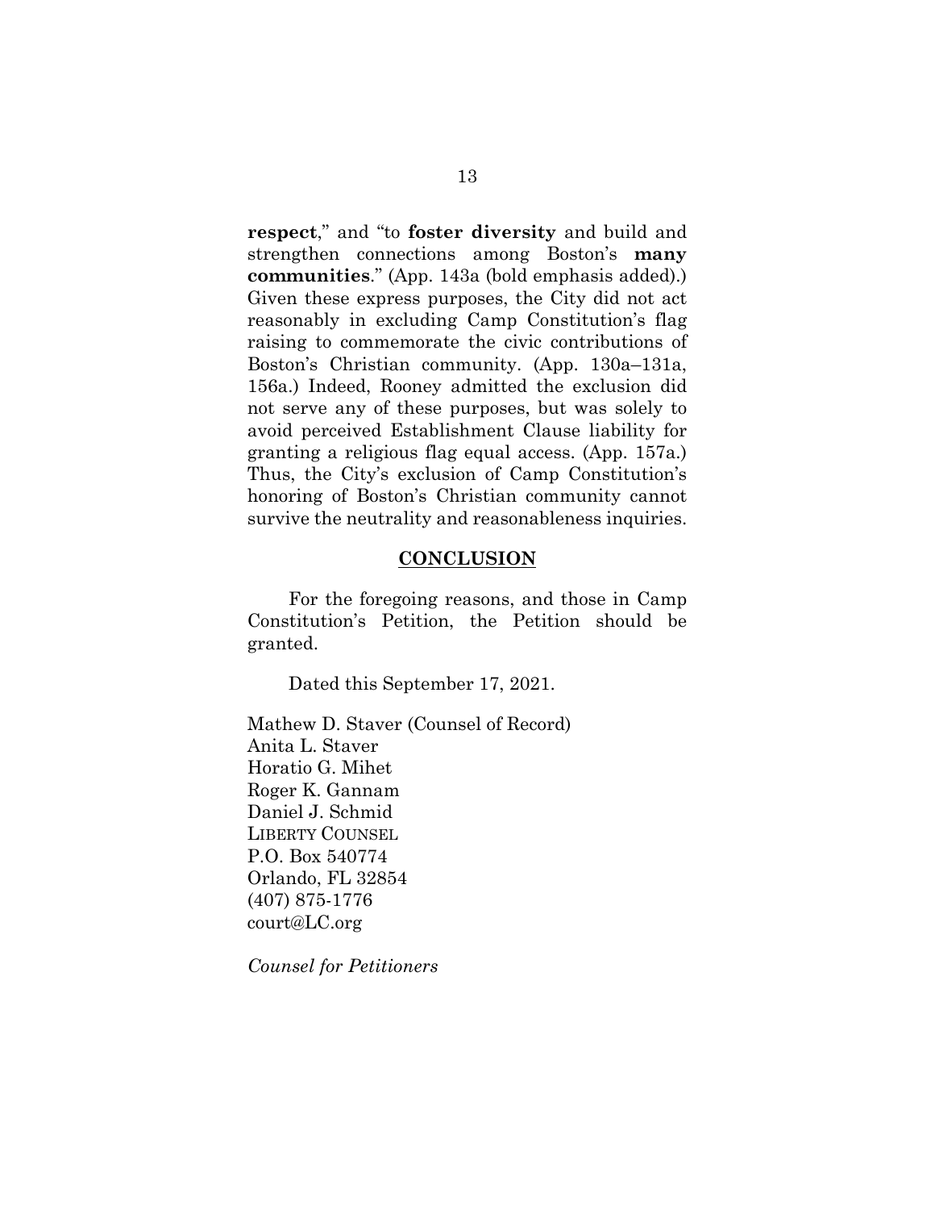**respect**," and "to **foster diversity** and build and strengthen connections among Boston's **many communities**." (App. 143a (bold emphasis added).) Given these express purposes, the City did not act reasonably in excluding Camp Constitution's flag raising to commemorate the civic contributions of Boston's Christian community. (App. 130a–131a, 156a.) Indeed, Rooney admitted the exclusion did not serve any of these purposes, but was solely to avoid perceived Establishment Clause liability for granting a religious flag equal access. (App. 157a.) Thus, the City's exclusion of Camp Constitution's honoring of Boston's Christian community cannot survive the neutrality and reasonableness inquiries.

## CONCLUSION

For the foregoing reasons, and those in Camp Constitution's Petition, the Petition should be granted.

Dated this September 17, 2021.

Mathew D. Staver (Counsel of Record)
Anita L. Staver
Horatio G. Mihet
Roger K. Gannam
Daniel J. Schmid
LIBERTY COUNSEL
P.O. Box 540774
Orlando, FL 32854
(407) 875-1776
court@LC.org

*Counsel for Petitioners*